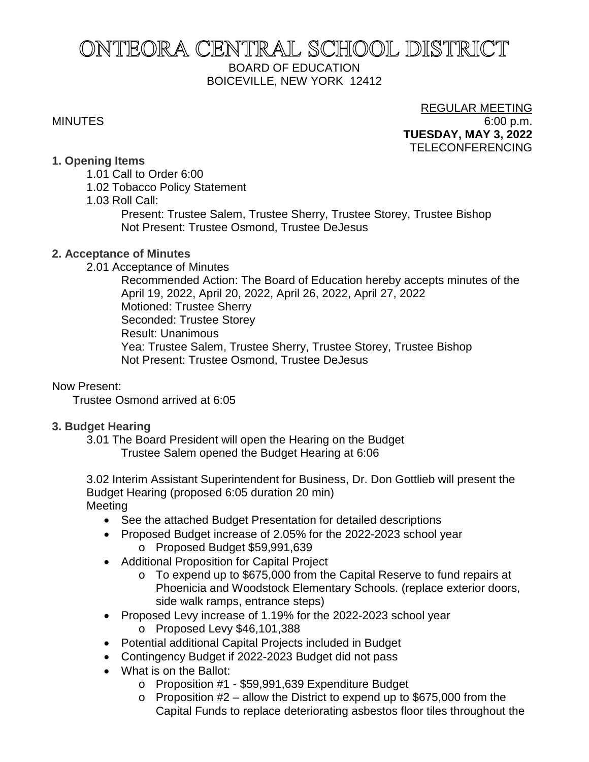# ONTEORA CENTRAL SCHOOL DISTRICT

BOARD OF EDUCATION
BOICEVILLE, NEW YORK 12412

MINUTES

REGULAR MEETING
6:00 p.m.
**TUESDAY, MAY 3, 2022**
TELECONFERENCING

**1. Opening Items**

1.01 Call to Order 6:00

1.02 Tobacco Policy Statement

1.03 Roll Call:

Present: Trustee Salem, Trustee Sherry, Trustee Storey, Trustee Bishop
Not Present: Trustee Osmond, Trustee DeJesus

**2. Acceptance of Minutes**

2.01 Acceptance of Minutes

Recommended Action: The Board of Education hereby accepts minutes of the April 19, 2022, April 20, 2022, April 26, 2022, April 27, 2022
Motioned: Trustee Sherry
Seconded: Trustee Storey
Result: Unanimous
Yea: Trustee Salem, Trustee Sherry, Trustee Storey, Trustee Bishop
Not Present: Trustee Osmond, Trustee DeJesus

Now Present:

Trustee Osmond arrived at 6:05

**3. Budget Hearing**

3.01 The Board President will open the Hearing on the Budget
Trustee Salem opened the Budget Hearing at 6:06

3.02 Interim Assistant Superintendent for Business, Dr. Don Gottlieb will present the Budget Hearing (proposed 6:05 duration 20 min)
Meeting

- See the attached Budget Presentation for detailed descriptions
- Proposed Budget increase of 2.05% for the 2022-2023 school year
  - Proposed Budget $59,991,639
- Additional Proposition for Capital Project
  - To expend up to $675,000 from the Capital Reserve to fund repairs at Phoenicia and Woodstock Elementary Schools. (replace exterior doors, side walk ramps, entrance steps)
- Proposed Levy increase of 1.19% for the 2022-2023 school year
  - Proposed Levy $46,101,388
- Potential additional Capital Projects included in Budget
- Contingency Budget if 2022-2023 Budget did not pass
- What is on the Ballot:
  - Proposition #1 - $59,991,639 Expenditure Budget
  - Proposition #2 – allow the District to expend up to $675,000 from the Capital Funds to replace deteriorating asbestos floor tiles throughout the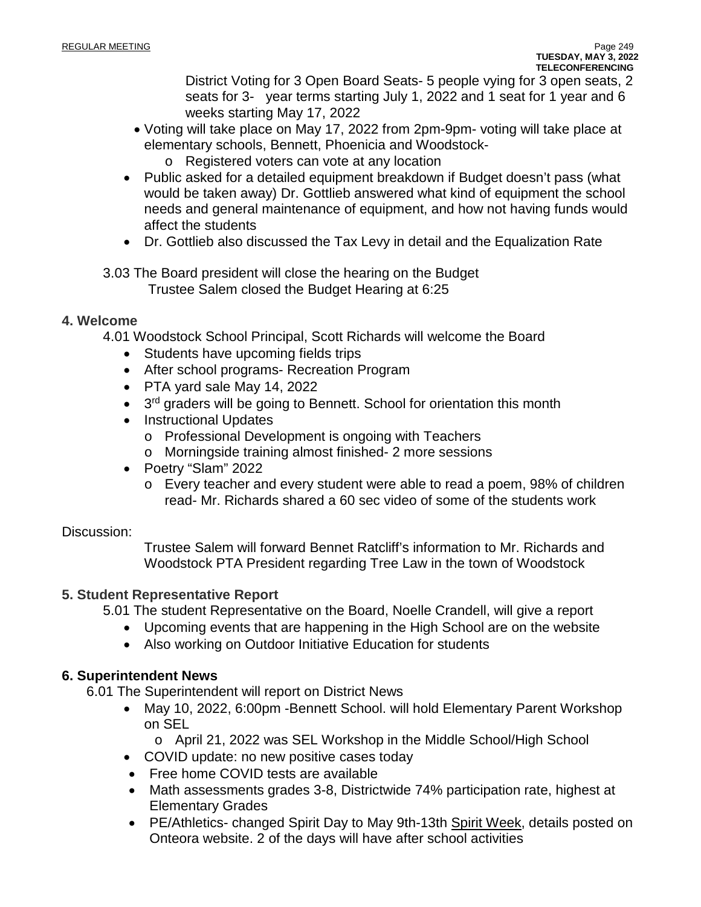District Voting for 3 Open Board Seats- 5 people vying for 3 open seats, 2 seats for 3- year terms starting July 1, 2022 and 1 seat for 1 year and 6 weeks starting May 17, 2022

- Voting will take place on May 17, 2022 from 2pm-9pm- voting will take place at elementary schools, Bennett, Phoenicia and Woodstock-
  - Registered voters can vote at any location
- Public asked for a detailed equipment breakdown if Budget doesn't pass (what would be taken away) Dr. Gottlieb answered what kind of equipment the school needs and general maintenance of equipment, and how not having funds would affect the students
- Dr. Gottlieb also discussed the Tax Levy in detail and the Equalization Rate

3.03 The Board president will close the hearing on the Budget
Trustee Salem closed the Budget Hearing at 6:25

### 4. Welcome

4.01 Woodstock School Principal, Scott Richards will welcome the Board

- Students have upcoming fields trips
- After school programs- Recreation Program
- PTA yard sale May 14, 2022
- 3rd graders will be going to Bennett. School for orientation this month
- Instructional Updates
  - Professional Development is ongoing with Teachers
  - Morningside training almost finished- 2 more sessions
- Poetry "Slam" 2022
  - Every teacher and every student were able to read a poem, 98% of children read- Mr. Richards shared a 60 sec video of some of the students work

Discussion:

Trustee Salem will forward Bennet Ratcliff's information to Mr. Richards and Woodstock PTA President regarding Tree Law in the town of Woodstock

### 5. Student Representative Report

5.01 The student Representative on the Board, Noelle Crandell, will give a report

- Upcoming events that are happening in the High School are on the website
- Also working on Outdoor Initiative Education for students

### 6. Superintendent News

6.01 The Superintendent will report on District News

- May 10, 2022, 6:00pm -Bennett School. will hold Elementary Parent Workshop on SEL
  - April 21, 2022 was SEL Workshop in the Middle School/High School
- COVID update: no new positive cases today
- Free home COVID tests are available
- Math assessments grades 3-8, Districtwide 74% participation rate, highest at Elementary Grades
- PE/Athletics- changed Spirit Day to May 9th-13th Spirit Week, details posted on Onteora website. 2 of the days will have after school activities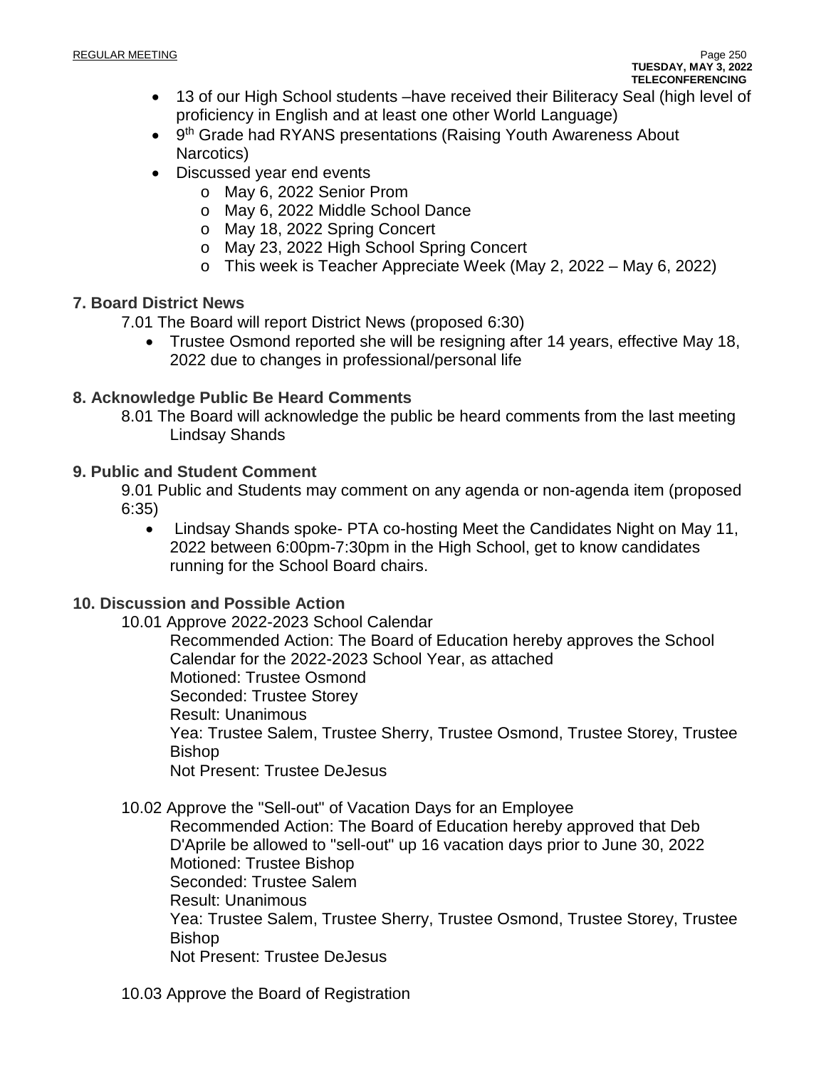- 13 of our High School students –have received their Biliteracy Seal (high level of proficiency in English and at least one other World Language)
- 9th Grade had RYANS presentations (Raising Youth Awareness About Narcotics)
- Discussed year end events
  - May 6, 2022 Senior Prom
  - May 6, 2022 Middle School Dance
  - May 18, 2022 Spring Concert
  - May 23, 2022 High School Spring Concert
  - This week is Teacher Appreciate Week (May 2, 2022 – May 6, 2022)

**7. Board District News**

7.01 The Board will report District News (proposed 6:30)

- Trustee Osmond reported she will be resigning after 14 years, effective May 18, 2022 due to changes in professional/personal life

**8. Acknowledge Public Be Heard Comments**

8.01 The Board will acknowledge the public be heard comments from the last meeting
Lindsay Shands

**9. Public and Student Comment**

9.01 Public and Students may comment on any agenda or non-agenda item (proposed 6:35)

- Lindsay Shands spoke- PTA co-hosting Meet the Candidates Night on May 11, 2022 between 6:00pm-7:30pm in the High School, get to know candidates running for the School Board chairs.

**10. Discussion and Possible Action**

10.01 Approve 2022-2023 School Calendar

Recommended Action: The Board of Education hereby approves the School Calendar for the 2022-2023 School Year, as attached
Motioned: Trustee Osmond
Seconded: Trustee Storey
Result: Unanimous
Yea: Trustee Salem, Trustee Sherry, Trustee Osmond, Trustee Storey, Trustee Bishop
Not Present: Trustee DeJesus

10.02 Approve the "Sell-out" of Vacation Days for an Employee

Recommended Action: The Board of Education hereby approved that Deb D'Aprile be allowed to "sell-out" up 16 vacation days prior to June 30, 2022
Motioned: Trustee Bishop
Seconded: Trustee Salem
Result: Unanimous
Yea: Trustee Salem, Trustee Sherry, Trustee Osmond, Trustee Storey, Trustee Bishop
Not Present: Trustee DeJesus

10.03 Approve the Board of Registration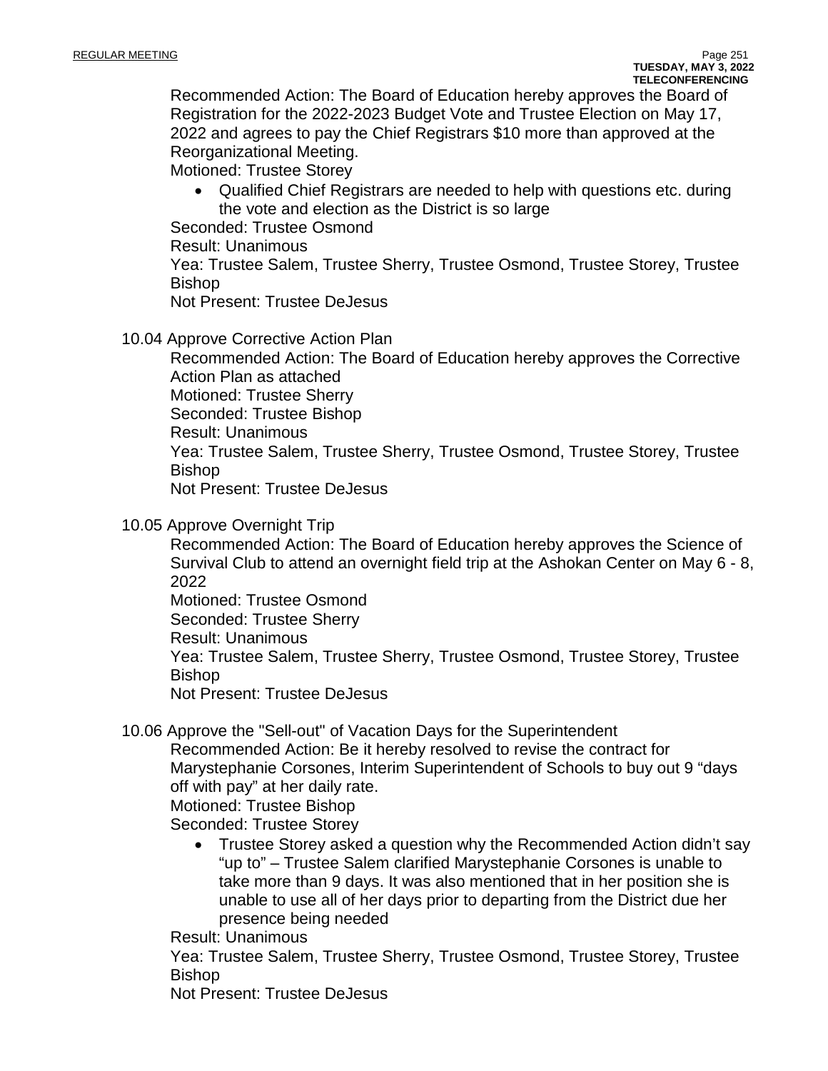Recommended Action: The Board of Education hereby approves the Board of Registration for the 2022-2023 Budget Vote and Trustee Election on May 17, 2022 and agrees to pay the Chief Registrars $10 more than approved at the Reorganizational Meeting.
Motioned: Trustee Storey

- Qualified Chief Registrars are needed to help with questions etc. during the vote and election as the District is so large

Seconded: Trustee Osmond
Result: Unanimous
Yea: Trustee Salem, Trustee Sherry, Trustee Osmond, Trustee Storey, Trustee Bishop
Not Present: Trustee DeJesus

10.04 Approve Corrective Action Plan

Recommended Action: The Board of Education hereby approves the Corrective Action Plan as attached
Motioned: Trustee Sherry
Seconded: Trustee Bishop
Result: Unanimous
Yea: Trustee Salem, Trustee Sherry, Trustee Osmond, Trustee Storey, Trustee Bishop
Not Present: Trustee DeJesus

10.05 Approve Overnight Trip

Recommended Action: The Board of Education hereby approves the Science of Survival Club to attend an overnight field trip at the Ashokan Center on May 6 - 8, 2022
Motioned: Trustee Osmond
Seconded: Trustee Sherry
Result: Unanimous
Yea: Trustee Salem, Trustee Sherry, Trustee Osmond, Trustee Storey, Trustee Bishop
Not Present: Trustee DeJesus

10.06 Approve the "Sell-out" of Vacation Days for the Superintendent

Recommended Action: Be it hereby resolved to revise the contract for Marystephanie Corsones, Interim Superintendent of Schools to buy out 9 “days off with pay” at her daily rate.
Motioned: Trustee Bishop
Seconded: Trustee Storey

- Trustee Storey asked a question why the Recommended Action didn’t say “up to” – Trustee Salem clarified Marystephanie Corsones is unable to take more than 9 days. It was also mentioned that in her position she is unable to use all of her days prior to departing from the District due her presence being needed

Result: Unanimous
Yea: Trustee Salem, Trustee Sherry, Trustee Osmond, Trustee Storey, Trustee Bishop
Not Present: Trustee DeJesus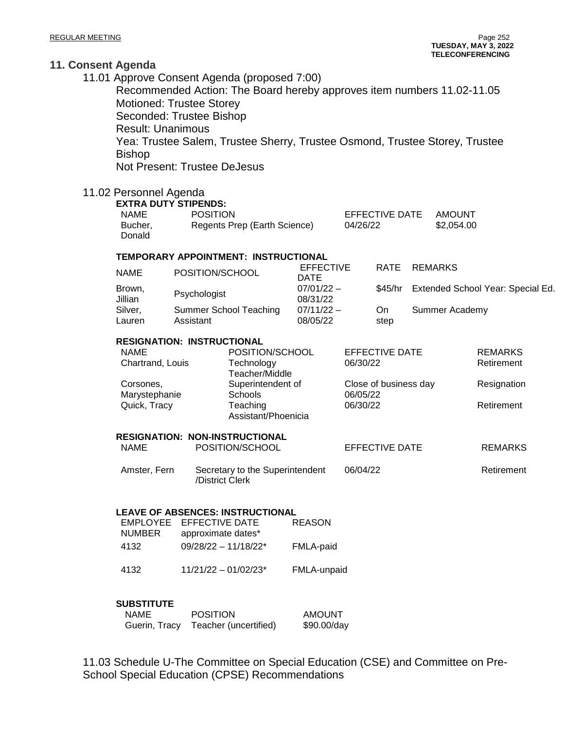## 11. Consent Agenda

11.01 Approve Consent Agenda (proposed 7:00)

Recommended Action: The Board hereby approves item numbers 11.02-11.05
Motioned: Trustee Storey
Seconded: Trustee Bishop
Result: Unanimous
Yea: Trustee Salem, Trustee Sherry, Trustee Osmond, Trustee Storey, Trustee Bishop
Not Present: Trustee DeJesus

11.02 Personnel Agenda

**EXTRA DUTY STIPENDS:**

| NAME | POSITION | EFFECTIVE DATE | AMOUNT |
|---|---|---|---|
| Bucher, Donald | Regents Prep (Earth Science) | 04/26/22 | $2,054.00 |

**TEMPORARY APPOINTMENT: INSTRUCTIONAL**

| NAME | POSITION/SCHOOL | EFFECTIVE DATE | RATE | REMARKS |
|---|---|---|---|---|
| Brown, Jillian | Psychologist | 07/01/22 – 08/31/22 | $45/hr | Extended School Year: Special Ed. |
| Silver, Lauren | Summer School Teaching Assistant | 07/11/22 – 08/05/22 | On step | Summer Academy |

**RESIGNATION: INSTRUCTIONAL**

| NAME | POSITION/SCHOOL | EFFECTIVE DATE | REMARKS |
|---|---|---|---|
| Chartrand, Louis | Technology Teacher/Middle | 06/30/22 | Retirement |
| Corsones, Marystephanie | Superintendent of Schools | Close of business day 06/05/22 | Resignation |
| Quick, Tracy | Teaching Assistant/Phoenicia | 06/30/22 | Retirement |

**RESIGNATION: NON-INSTRUCTIONAL**

| NAME | POSITION/SCHOOL | EFFECTIVE DATE | REMARKS |
|---|---|---|---|
| Amster, Fern | Secretary to the Superintendent /District Clerk | 06/04/22 | Retirement |

**LEAVE OF ABSENCES: INSTRUCTIONAL**

| EMPLOYEE NUMBER | EFFECTIVE DATE approximate dates* | REASON |
|---|---|---|
| 4132 | 09/28/22 – 11/18/22* | FMLA-paid |
| 4132 | 11/21/22 – 01/02/23* | FMLA-unpaid |

**SUBSTITUTE**

| NAME | POSITION | AMOUNT |
|---|---|---|
| Guerin, Tracy | Teacher (uncertified) | $90.00/day |

11.03 Schedule U-The Committee on Special Education (CSE) and Committee on Pre-School Special Education (CPSE) Recommendations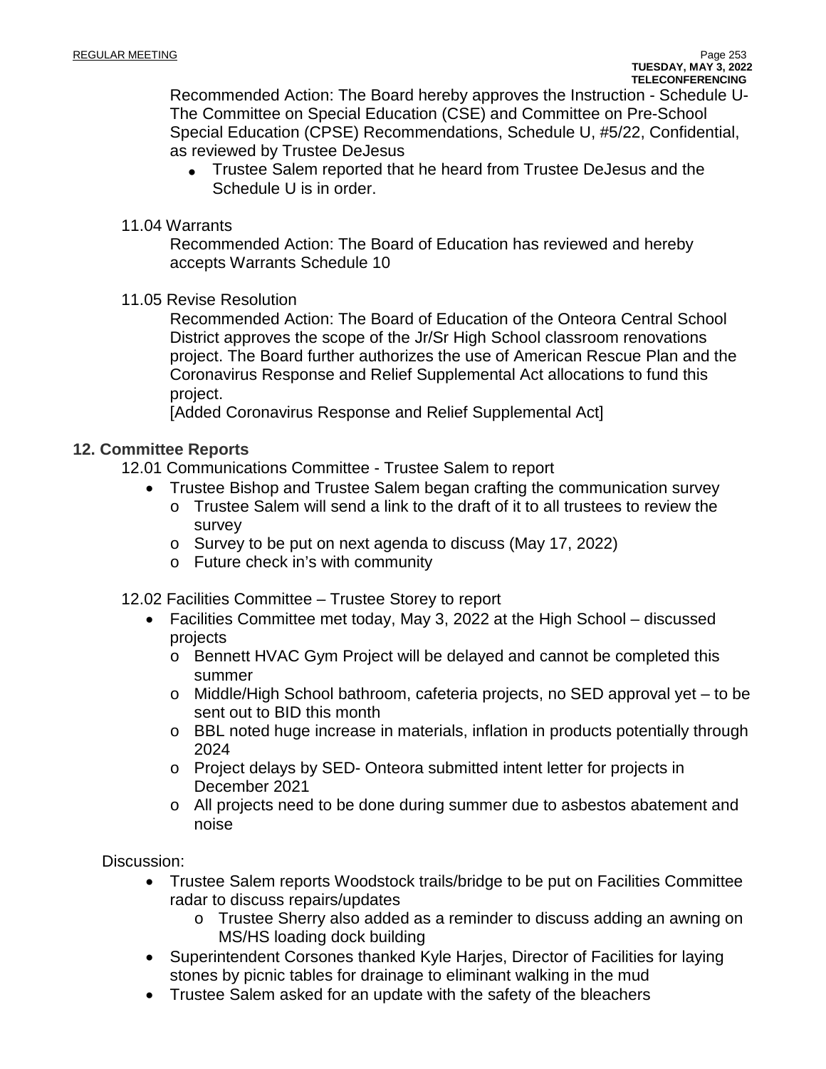Recommended Action: The Board hereby approves the Instruction - Schedule U- The Committee on Special Education (CSE) and Committee on Pre-School Special Education (CPSE) Recommendations, Schedule U, #5/22, Confidential, as reviewed by Trustee DeJesus

- Trustee Salem reported that he heard from Trustee DeJesus and the Schedule U is in order.

11.04 Warrants

Recommended Action: The Board of Education has reviewed and hereby accepts Warrants Schedule 10

11.05 Revise Resolution

Recommended Action: The Board of Education of the Onteora Central School District approves the scope of the Jr/Sr High School classroom renovations project. The Board further authorizes the use of American Rescue Plan and the Coronavirus Response and Relief Supplemental Act allocations to fund this project.
[Added Coronavirus Response and Relief Supplemental Act]

## 12. Committee Reports

12.01 Communications Committee - Trustee Salem to report

- Trustee Bishop and Trustee Salem began crafting the communication survey
  - Trustee Salem will send a link to the draft of it to all trustees to review the survey
  - Survey to be put on next agenda to discuss (May 17, 2022)
  - Future check in's with community

12.02 Facilities Committee – Trustee Storey to report

- Facilities Committee met today, May 3, 2022 at the High School – discussed projects
  - Bennett HVAC Gym Project will be delayed and cannot be completed this summer
  - Middle/High School bathroom, cafeteria projects, no SED approval yet – to be sent out to BID this month
  - BBL noted huge increase in materials, inflation in products potentially through 2024
  - Project delays by SED- Onteora submitted intent letter for projects in December 2021
  - All projects need to be done during summer due to asbestos abatement and noise

Discussion:

- Trustee Salem reports Woodstock trails/bridge to be put on Facilities Committee radar to discuss repairs/updates
  - Trustee Sherry also added as a reminder to discuss adding an awning on MS/HS loading dock building
- Superintendent Corsones thanked Kyle Harjes, Director of Facilities for laying stones by picnic tables for drainage to eliminant walking in the mud
- Trustee Salem asked for an update with the safety of the bleachers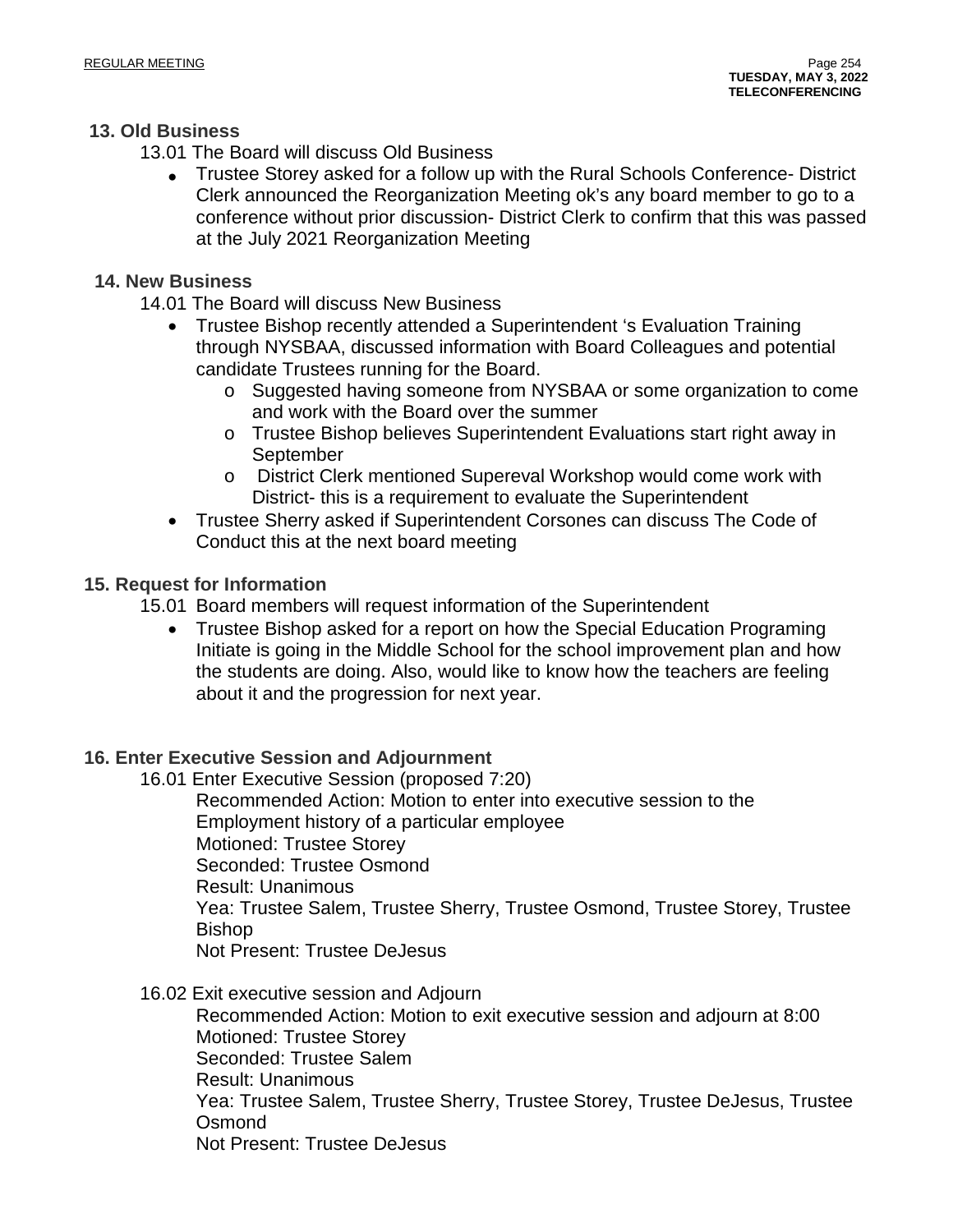## 13. Old Business

13.01 The Board will discuss Old Business

- Trustee Storey asked for a follow up with the Rural Schools Conference- District Clerk announced the Reorganization Meeting ok's any board member to go to a conference without prior discussion- District Clerk to confirm that this was passed at the July 2021 Reorganization Meeting

## 14. New Business

14.01 The Board will discuss New Business

- Trustee Bishop recently attended a Superintendent 's Evaluation Training through NYSBAA, discussed information with Board Colleagues and potential candidate Trustees running for the Board.
  - Suggested having someone from NYSBAA or some organization to come and work with the Board over the summer
  - Trustee Bishop believes Superintendent Evaluations start right away in September
  - District Clerk mentioned Supereval Workshop would come work with District- this is a requirement to evaluate the Superintendent
- Trustee Sherry asked if Superintendent Corsones can discuss The Code of Conduct this at the next board meeting

## 15. Request for Information

15.01 Board members will request information of the Superintendent

- Trustee Bishop asked for a report on how the Special Education Programing Initiate is going in the Middle School for the school improvement plan and how the students are doing. Also, would like to know how the teachers are feeling about it and the progression for next year.

## 16. Enter Executive Session and Adjournment

16.01 Enter Executive Session (proposed 7:20)

Recommended Action: Motion to enter into executive session to the Employment history of a particular employee
Motioned: Trustee Storey
Seconded: Trustee Osmond
Result: Unanimous
Yea: Trustee Salem, Trustee Sherry, Trustee Osmond, Trustee Storey, Trustee Bishop
Not Present: Trustee DeJesus

16.02 Exit executive session and Adjourn

Recommended Action: Motion to exit executive session and adjourn at 8:00
Motioned: Trustee Storey
Seconded: Trustee Salem
Result: Unanimous
Yea: Trustee Salem, Trustee Sherry, Trustee Storey, Trustee DeJesus, Trustee Osmond
Not Present: Trustee DeJesus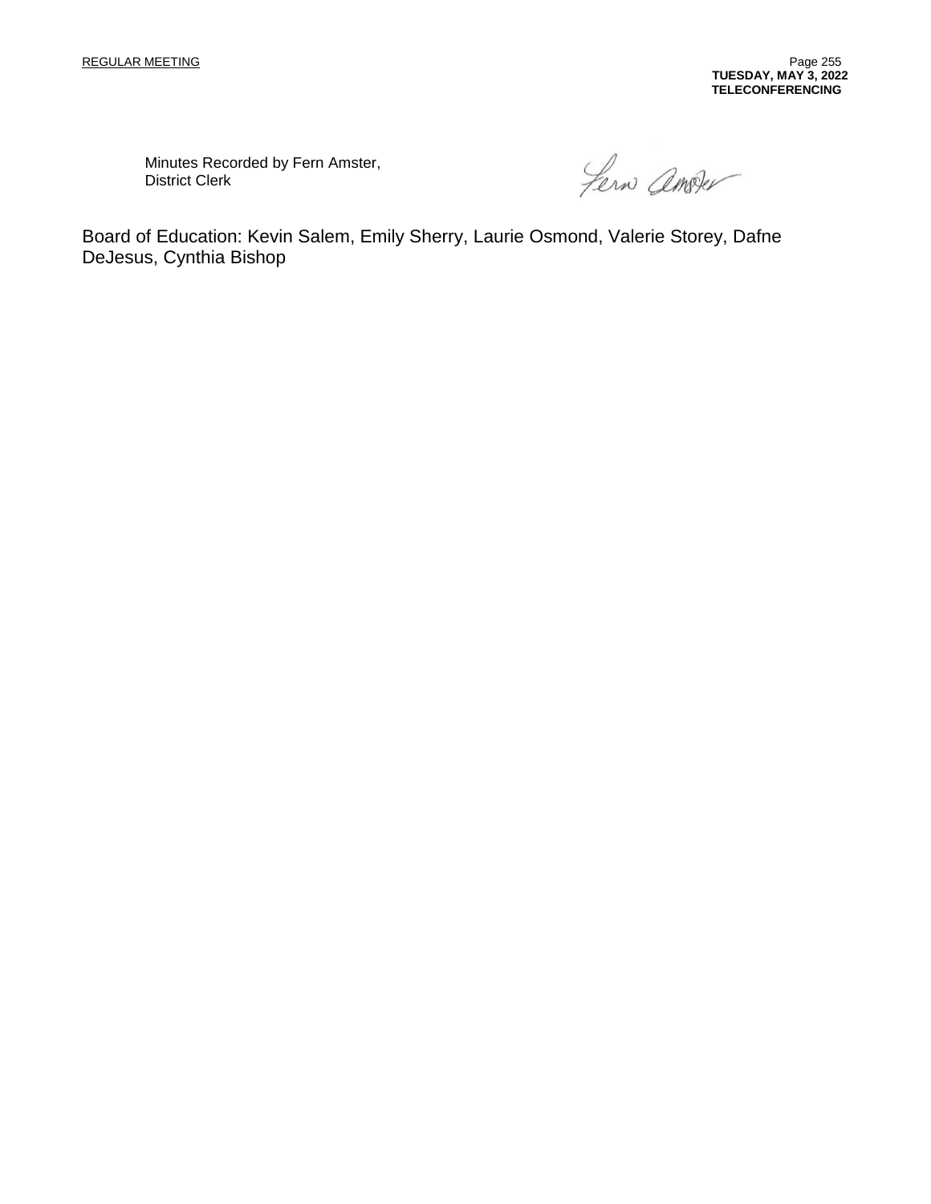Minutes Recorded by Fern Amster,
District Clerk

Board of Education: Kevin Salem, Emily Sherry, Laurie Osmond, Valerie Storey, Dafne DeJesus, Cynthia Bishop